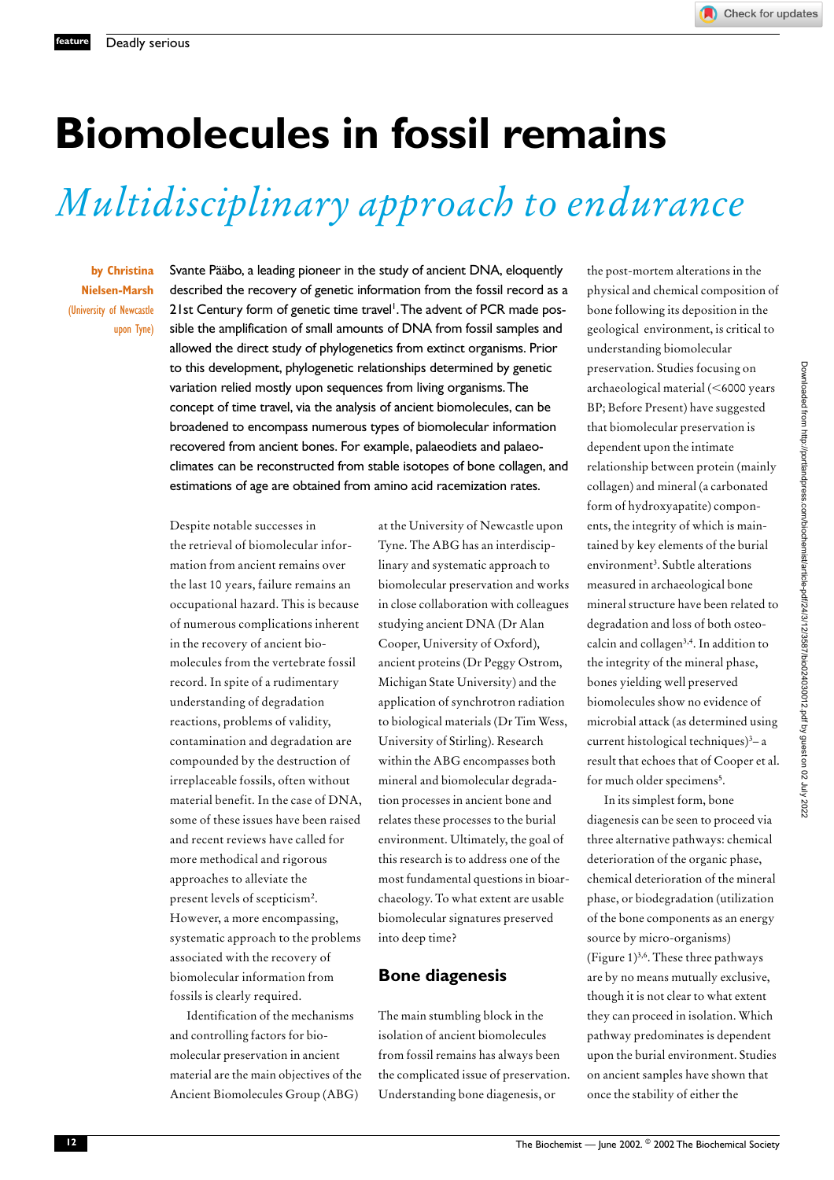# Biomolecules in fossil remains

## *Multidisciplinary approach to endurance*

**by Christina Nielsen-Marsh** (University of Newcastle upon Tyne)

Svante Pääbo, a leading pioneer in the study of ancient DNA, eloquently described the recovery of genetic information from the fossil record as a 21st Century form of genetic time travel[1]. The advent of PCR made possible the amplification of small amounts of DNA from fossil samples and allowed the direct study of phylogenetics from extinct organisms. Prior to this development, phylogenetic relationships determined by genetic variation relied mostly upon sequences from living organisms. The concept of time travel, via the analysis of ancient biomolecules, can be broadened to encompass numerous types of biomolecular information recovered from ancient bones. For example, palaeodiets and palaeoclimates can be reconstructed from stable isotopes of bone collagen, and estimations of age are obtained from amino acid racemization rates.

Despite notable successes in the retrieval of biomolecular information from ancient remains over the last 10 years, failure remains an occupational hazard. This is because of numerous complications inherent in the recovery of ancient biomolecules from the vertebrate fossil record. In spite of a rudimentary understanding of degradation reactions, problems of validity, contamination and degradation are compounded by the destruction of irreplaceable fossils, often without material benefit. In the case of DNA, some of these issues have been raised and recent reviews have called for more methodical and rigorous approaches to alleviate the present levels of scepticism[2]. However, a more encompassing, systematic approach to the problems associated with the recovery of biomolecular information from fossils is clearly required.

Identification of the mechanisms and controlling factors for biomolecular preservation in ancient material are the main objectives of the Ancient Biomolecules Group (ABG) at the University of Newcastle upon Tyne. The ABG has an interdisciplinary and systematic approach to biomolecular preservation and works in close collaboration with colleagues studying ancient DNA (Dr Alan Cooper, University of Oxford), ancient proteins (Dr Peggy Ostrom, Michigan State University) and the application of synchrotron radiation to biological materials (Dr Tim Wess, University of Stirling). Research within the ABG encompasses both mineral and biomolecular degradation processes in ancient bone and relates these processes to the burial environment. Ultimately, the goal of this research is to address one of the most fundamental questions in bioarchaeology. To what extent are usable biomolecular signatures preserved into deep time?

### Bone diagenesis

The main stumbling block in the isolation of ancient biomolecules from fossil remains has always been the complicated issue of preservation. Understanding bone diagenesis, or the post-mortem alterations in the physical and chemical composition of bone following its deposition in the geological environment, is critical to understanding biomolecular preservation. Studies focusing on archaeological material (<6000 years BP; Before Present) have suggested that biomolecular preservation is dependent upon the intimate relationship between protein (mainly collagen) and mineral (a carbonated form of hydroxyapatite) components, the integrity of which is maintained by key elements of the burial environment[3]. Subtle alterations measured in archaeological bone mineral structure have been related to degradation and loss of both osteocalcin and collagen[3,4]. In addition to the integrity of the mineral phase, bones yielding well preserved biomolecules show no evidence of microbial attack (as determined using current histological techniques)[3]– a result that echoes that of Cooper et al. for much older specimens[5].

In its simplest form, bone diagenesis can be seen to proceed via three alternative pathways: chemical deterioration of the organic phase, chemical deterioration of the mineral phase, or biodegradation (utilization of the bone components as an energy source by micro-organisms) (Figure 1)[3,6]. These three pathways are by no means mutually exclusive, though it is not clear to what extent they can proceed in isolation. Which pathway predominates is dependent upon the burial environment. Studies on ancient samples have shown that once the stability of either the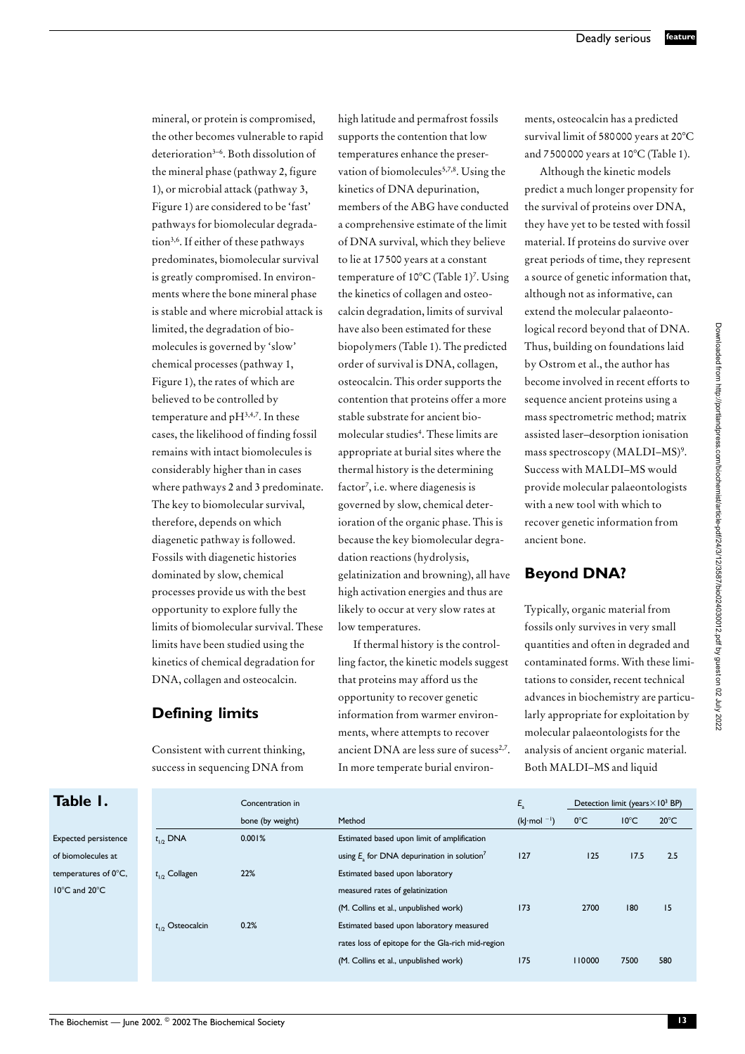mineral, or protein is compromised, the other becomes vulnerable to rapid deterioration[3–6]. Both dissolution of the mineral phase (pathway 2, figure 1), or microbial attack (pathway 3, Figure 1) are considered to be 'fast' pathways for biomolecular degradation[3,6]. If either of these pathways predominates, biomolecular survival is greatly compromised. In environments where the bone mineral phase is stable and where microbial attack is limited, the degradation of biomolecules is governed by 'slow' chemical processes (pathway 1, Figure 1), the rates of which are believed to be controlled by temperature and pH[3,4,7]. In these cases, the likelihood of finding fossil remains with intact biomolecules is considerably higher than in cases where pathways 2 and 3 predominate. The key to biomolecular survival, therefore, depends on which diagenetic pathway is followed. Fossils with diagenetic histories dominated by slow, chemical processes provide us with the best opportunity to explore fully the limits of biomolecular survival. These limits have been studied using the kinetics of chemical degradation for DNA, collagen and osteocalcin.

## Defining limits

Consistent with current thinking, success in sequencing DNA from high latitude and permafrost fossils supports the contention that low temperatures enhance the preservation of biomolecules[5,7,8]. Using the kinetics of DNA depurination, members of the ABG have conducted a comprehensive estimate of the limit of DNA survival, which they believe to lie at 17500 years at a constant temperature of 10°C (Table 1)[7]. Using the kinetics of collagen and osteocalcin degradation, limits of survival have also been estimated for these biopolymers (Table 1). The predicted order of survival is DNA, collagen, osteocalcin. This order supports the contention that proteins offer a more stable substrate for ancient biomolecular studies[4]. These limits are appropriate at burial sites where the thermal history is the determining factor[7], i.e. where diagenesis is governed by slow, chemical deterioration of the organic phase. This is because the key biomolecular degradation reactions (hydrolysis, gelatinization and browning), all have high activation energies and thus are likely to occur at very slow rates at low temperatures.

If thermal history is the controlling factor, the kinetic models suggest that proteins may afford us the opportunity to recover genetic information from warmer environments, where attempts to recover ancient DNA are less sure of sucess[2,7]. In more temperate burial environments, osteocalcin has a predicted survival limit of 580000 years at 20°C and 7500000 years at 10°C (Table 1).

Although the kinetic models predict a much longer propensity for the survival of proteins over DNA, they have yet to be tested with fossil material. If proteins do survive over great periods of time, they represent a source of genetic information that, although not as informative, can extend the molecular palaeontological record beyond that of DNA. Thus, building on foundations laid by Ostrom et al., the author has become involved in recent efforts to sequence ancient proteins using a mass spectrometric method; matrix assisted laser–desorption ionisation mass spectroscopy (MALDI–MS)[9]. Success with MALDI–MS would provide molecular palaeontologists with a new tool with which to recover genetic information from ancient bone.

## Beyond DNA?

Typically, organic material from fossils only survives in very small quantities and often in degraded and contaminated forms. With these limitations to consider, recent technical advances in biochemistry are particularly appropriate for exploitation by molecular palaeontologists for the analysis of ancient organic material. Both MALDI–MS and liquid

**Table 1.** Expected persistence of biomolecules at temperatures of 0°C, 10°C and 20°C

| | Concentration in bone (by weight) | Method | $E_a$ (kJ·mol$^{-1}$) | Detection limit (years × $10^3$ BP) 0°C | 10°C | 20°C |
|---|---|---|---|---|---|---|
| $t_{1/2}$ DNA | 0.001% | Estimated based upon limit of amplification using $E_a$ for DNA depurination in solution[7] | 127 | 125 | 17.5 | 2.5 |
| $t_{1/2}$ Collagen | 22% | Estimated based upon laboratory measured rates of gelatinization (M. Collins et al., unpublished work) | 173 | 2700 | 180 | 15 |
| $t_{1/2}$ Osteocalcin | 0.2% | Estimated based upon laboratory measured rates loss of epitope for the Gla-rich mid-region (M. Collins et al., unpublished work) | 175 | 110000 | 7500 | 580 |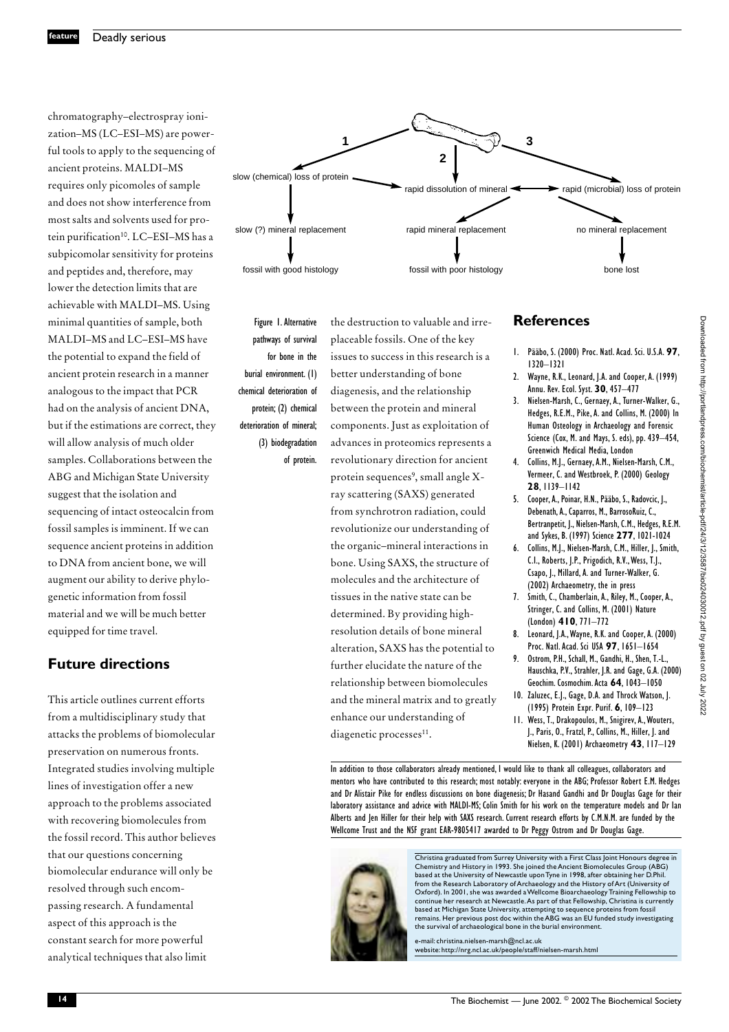chromatography–electrospray ionization–MS (LC–ESI–MS) are powerful tools to apply to the sequencing of ancient proteins. MALDI–MS requires only picomoles of sample and does not show interference from most salts and solvents used for protein purification[10]. LC–ESI–MS has a subpicomolar sensitivity for proteins and peptides and, therefore, may lower the detection limits that are achievable with MALDI–MS. Using minimal quantities of sample, both MALDI–MS and LC–ESI–MS have the potential to expand the field of ancient protein research in a manner analogous to the impact that PCR had on the analysis of ancient DNA, but if the estimations are correct, they will allow analysis of much older samples. Collaborations between the ABG and Michigan State University suggest that the isolation and sequencing of intact osteocalcin from fossil samples is imminent. If we can sequence ancient proteins in addition to DNA from ancient bone, we will augment our ability to derive phylogenetic information from fossil material and we will be much better equipped for time travel.

1
2
3
slow (chemical) loss of protein
rapid dissolution of mineral
rapid (microbial) loss of protein
slow (?) mineral replacement
rapid mineral replacement
no mineral replacement
fossil with good histology
fossil with poor histology
bone lost

Figure 1. Alternative pathways of survival for bone in the burial environment. (1) chemical deterioration of protein; (2) chemical deterioration of mineral; (3) biodegradation of protein.

## Future directions

This article outlines current efforts from a multidisciplinary study that attacks the problems of biomolecular preservation on numerous fronts. Integrated studies involving multiple lines of investigation offer a new approach to the problems associated with recovering biomolecules from the fossil record. This author believes that our questions concerning biomolecular endurance will only be resolved through such encompassing research. A fundamental aspect of this approach is the constant search for more powerful analytical techniques that also limit the destruction to valuable and irreplaceable fossils. One of the key issues to success in this research is a better understanding of bone diagenesis, and the relationship between the protein and mineral components. Just as exploitation of advances in proteomics represents a revolutionary direction for ancient protein sequences[9], small angle X-ray scattering (SAXS) generated from synchrotron radiation, could revolutionize our understanding of the organic–mineral interactions in bone. Using SAXS, the structure of molecules and the architecture of tissues in the native state can be determined. By providing high-resolution details of bone mineral alteration, SAXS has the potential to further elucidate the nature of the relationship between biomolecules and the mineral matrix and to greatly enhance our understanding of diagenetic processes[11].

## References

1. Pääbo, S. (2000) Proc. Natl. Acad. Sci. U.S.A. **97**, 1320–1321
2. Wayne, R.K., Leonard, J.A. and Cooper, A. (1999) Annu. Rev. Ecol. Syst. **30**, 457–477
3. Nielsen-Marsh, C., Gernaey, A., Turner-Walker, G., Hedges, R.E.M., Pike, A. and Collins, M. (2000) In Human Osteology in Archaeology and Forensic Science (Cox, M. and Mays, S. eds), pp. 439–454, Greenwich Medical Media, London
4. Collins, M.J., Gernaey, A.M., Nielsen-Marsh, C.M., Vermeer, C. and Westbroek, P. (2000) Geology **28**, 1139–1142
5. Cooper, A., Poinar, H.N., Pääbo, S., Radovcic, J., Debenath, A., Caparros, M., BarrosoRuiz, C., Bertranpetit, J., Nielsen-Marsh, C.M., Hedges, R.E.M. and Sykes, B. (1997) Science **277**, 1021-1024
6. Collins, M.J., Nielsen-Marsh, C.M., Hiller, J., Smith, C.I., Roberts, J.P., Prigodich, R.V., Wess, T.J., Csapo, J., Millard, A. and Turner-Walker, G. (2002) Archaeometry, the in press
7. Smith, C., Chamberlain, A., Riley, M., Cooper, A., Stringer, C. and Collins, M. (2001) Nature (London) **410**, 771–772
8. Leonard, J.A., Wayne, R.K. and Cooper, A. (2000) Proc. Natl. Acad. Sci USA **97**, 1651–1654
9. Ostrom, P.H., Schall, M., Gandhi, H., Shen, T.-L., Hauschka, P.V., Strahler, J.R. and Gage, G.A. (2000) Geochim. Cosmochim. Acta **64**, 1043–1050
10. Zaluzec, E.J., Gage, D.A. and Throck Watson, J. (1995) Protein Expr. Purif. **6**, 109–123
11. Wess, T., Drakopoulos, M., Snigirev, A., Wouters, J., Paris, O., Fratzl, P., Collins, M., Hiller, J. and Nielsen, K. (2001) Archaeometry **43**, 117–129

In addition to those collaborators already mentioned, I would like to thank all colleagues, collaborators and mentors who have contributed to this research; most notably: everyone in the ABG; Professor Robert E.M. Hedges and Dr Alistair Pike for endless discussions on bone diagenesis; Dr Hasand Gandhi and Dr Douglas Gage for their laboratory assistance and advice with MALDI-MS; Colin Smith for his work on the temperature models and Dr Ian Alberts and Jen Hiller for their help with SAXS research. Current research efforts by C.M.N.M. are funded by the Wellcome Trust and the NSF grant EAR-9805417 awarded to Dr Peggy Ostrom and Dr Douglas Gage.

Christina graduated from Surrey University with a First Class Joint Honours degree in Chemistry and History in 1993. She joined the Ancient Biomolecules Group (ABG) based at the University of Newcastle upon Tyne in 1998, after obtaining her D.Phil. from the Research Laboratory of Archaeology and the History of Art (University of Oxford). In 2001, she was awarded a Wellcome Bioarchaeology Training Fellowship to continue her research at Newcastle. As part of that Fellowship, Christina is currently based at Michigan State University, attempting to sequence proteins from fossil remains. Her previous post doc within the ABG was an EU funded study investigating the survival of archaeological bone in the burial environment.

e-mail: christina.nielsen-marsh@ncl.ac.uk
website: http://nrg.ncl.ac.uk/people/staff/nielsen-marsh.html